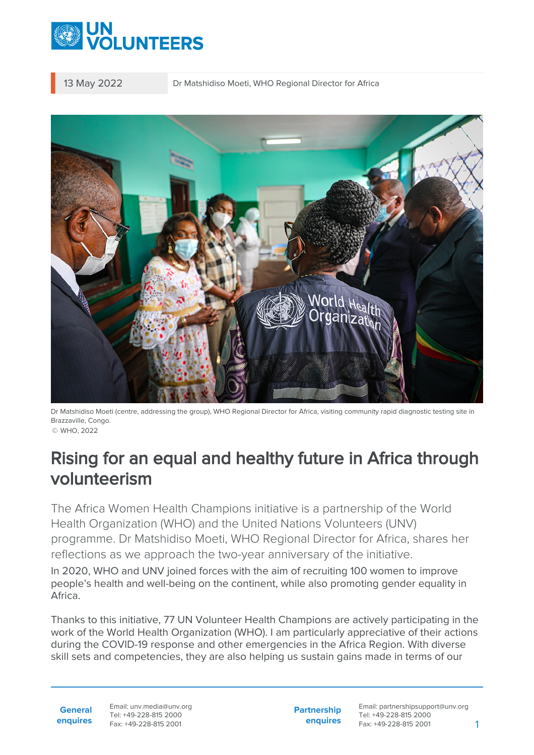13 May 2022 | Dr Matshidiso Moeti, WHO Regional Director for Africa

Dr Matshidiso Moeti (centre, addressing the group), WHO Regional Director for Africa, visiting community rapid diagnostic testing site in Brazzaville, Congo.
© WHO, 2022

# Rising for an equal and healthy future in Africa through volunteerism

The Africa Women Health Champions initiative is a partnership of the World Health Organization (WHO) and the United Nations Volunteers (UNV) programme. Dr Matshidiso Moeti, WHO Regional Director for Africa, shares her reflections as we approach the two-year anniversary of the initiative.

In 2020, WHO and UNV joined forces with the aim of recruiting 100 women to improve people's health and well-being on the continent, while also promoting gender equality in Africa.

Thanks to this initiative, 77 UN Volunteer Health Champions are actively participating in the work of the World Health Organization (WHO). I am particularly appreciative of their actions during the COVID-19 response and other emergencies in the Africa Region. With diverse skill sets and competencies, they are also helping us sustain gains made in terms of our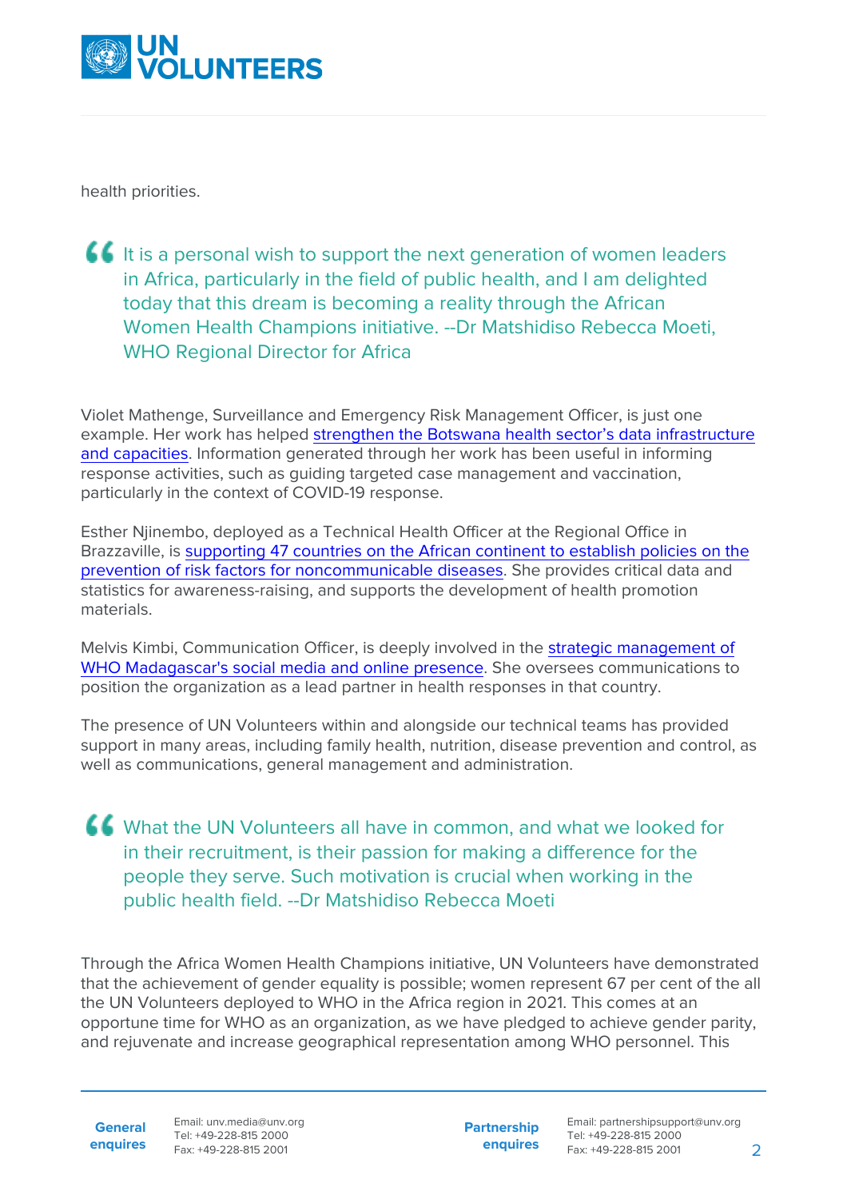health priorities.

> It is a personal wish to support the next generation of women leaders in Africa, particularly in the field of public health, and I am delighted today that this dream is becoming a reality through the African Women Health Champions initiative. --Dr Matshidiso Rebecca Moeti, WHO Regional Director for Africa

Violet Mathenge, Surveillance and Emergency Risk Management Officer, is just one example. Her work has helped strengthen the Botswana health sector's data infrastructure and capacities. Information generated through her work has been useful in informing response activities, such as guiding targeted case management and vaccination, particularly in the context of COVID-19 response.

Esther Njinembo, deployed as a Technical Health Officer at the Regional Office in Brazzaville, is supporting 47 countries on the African continent to establish policies on the prevention of risk factors for noncommunicable diseases. She provides critical data and statistics for awareness-raising, and supports the development of health promotion materials.

Melvis Kimbi, Communication Officer, is deeply involved in the strategic management of WHO Madagascar's social media and online presence. She oversees communications to position the organization as a lead partner in health responses in that country.

The presence of UN Volunteers within and alongside our technical teams has provided support in many areas, including family health, nutrition, disease prevention and control, as well as communications, general management and administration.

> What the UN Volunteers all have in common, and what we looked for in their recruitment, is their passion for making a difference for the people they serve. Such motivation is crucial when working in the public health field. --Dr Matshidiso Rebecca Moeti

Through the Africa Women Health Champions initiative, UN Volunteers have demonstrated that the achievement of gender equality is possible; women represent 67 per cent of the all the UN Volunteers deployed to WHO in the Africa region in 2021. This comes at an opportune time for WHO as an organization, as we have pledged to achieve gender parity, and rejuvenate and increase geographical representation among WHO personnel. This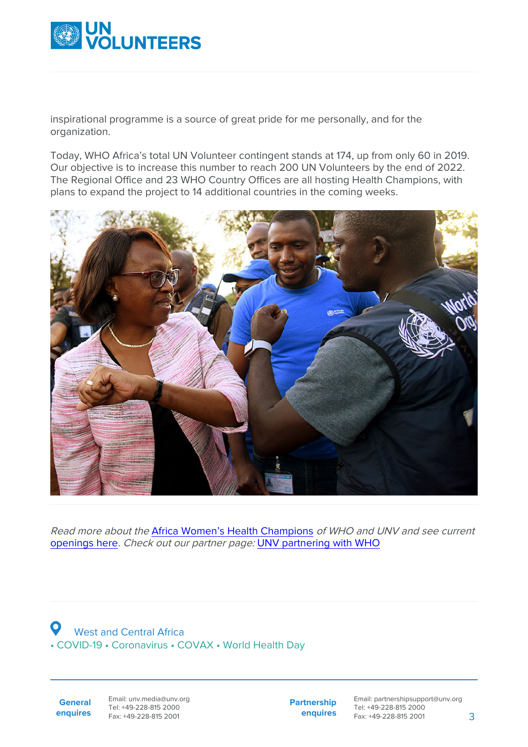inspirational programme is a source of great pride for me personally, and for the organization.

Today, WHO Africa's total UN Volunteer contingent stands at 174, up from only 60 in 2019. Our objective is to increase this number to reach 200 UN Volunteers by the end of 2022. The Regional Office and 23 WHO Country Offices are all hosting Health Champions, with plans to expand the project to 14 additional countries in the coming weeks.

*Read more about the Africa Women's Health Champions of WHO and UNV and see current openings here. Check out our partner page: UNV partnering with WHO*

West and Central Africa
• COVID-19 • Coronavirus • COVAX • World Health Day

**General enquires**
Email: unv.media@unv.org
Tel: +49-228-815 2000
Fax: +49-228-815 2001

**Partnership enquires**
Email: partnershipsupport@unv.org
Tel: +49-228-815 2000
Fax: +49-228-815 2001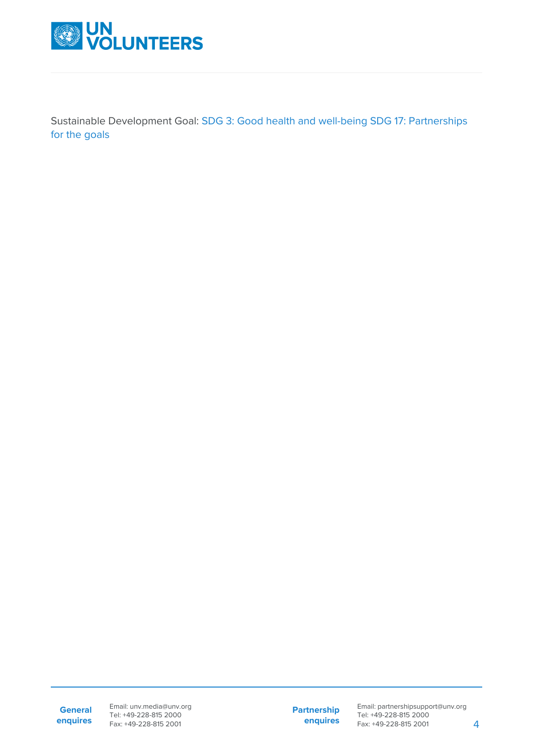Sustainable Development Goal: SDG 3: Good health and well-being SDG 17: Partnerships for the goals